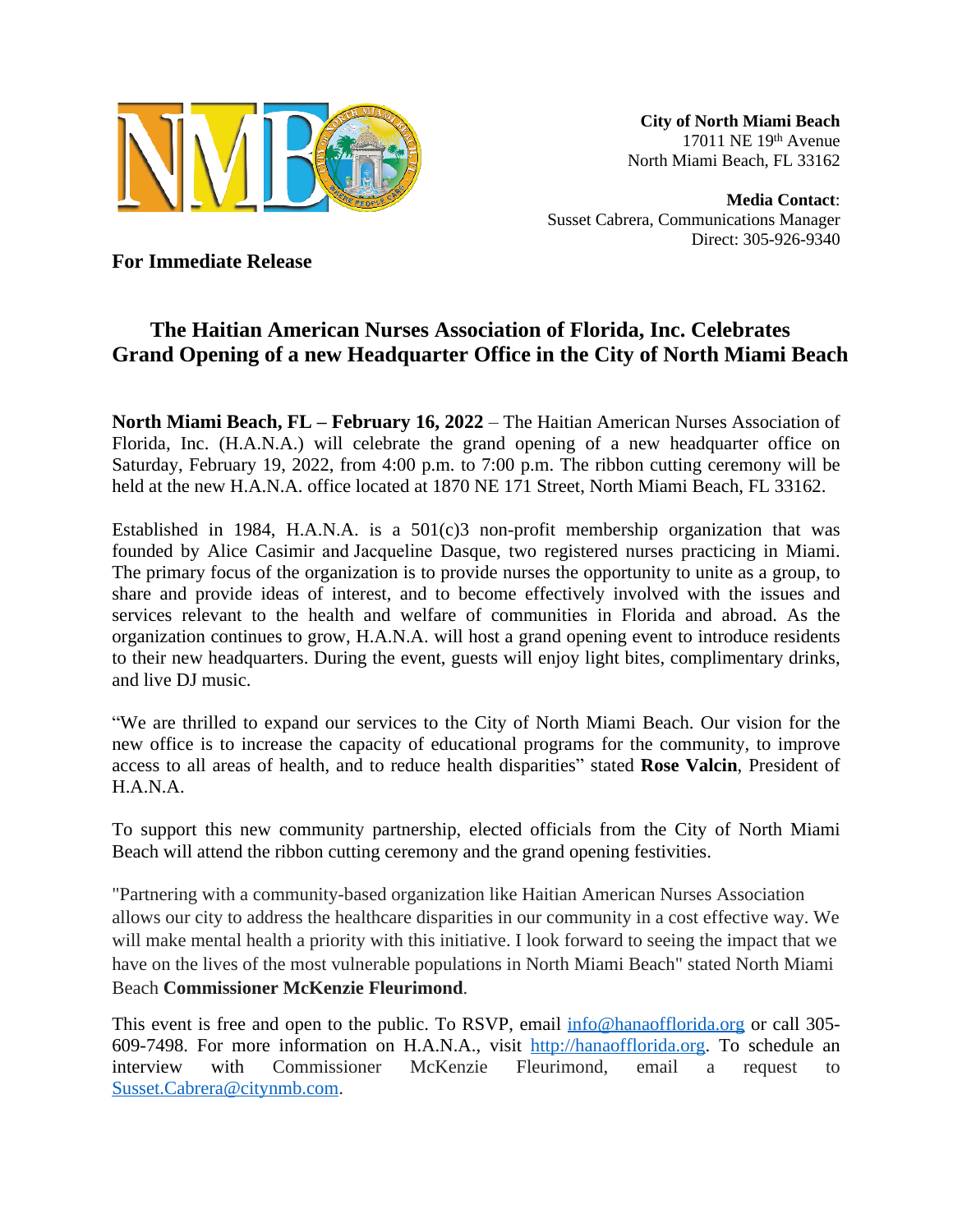**City of North Miami Beach**
17011 NE 19th Avenue
North Miami Beach, FL 33162

**Media Contact**:
Susset Cabrera, Communications Manager
Direct: 305-926-9340

**For Immediate Release**

## The Haitian American Nurses Association of Florida, Inc. Celebrates Grand Opening of a new Headquarter Office in the City of North Miami Beach

**North Miami Beach, FL – February 16, 2022** – The Haitian American Nurses Association of Florida, Inc. (H.A.N.A.) will celebrate the grand opening of a new headquarter office on Saturday, February 19, 2022, from 4:00 p.m. to 7:00 p.m. The ribbon cutting ceremony will be held at the new H.A.N.A. office located at 1870 NE 171 Street, North Miami Beach, FL 33162.

Established in 1984, H.A.N.A. is a 501(c)3 non-profit membership organization that was founded by Alice Casimir and Jacqueline Dasque, two registered nurses practicing in Miami. The primary focus of the organization is to provide nurses the opportunity to unite as a group, to share and provide ideas of interest, and to become effectively involved with the issues and services relevant to the health and welfare of communities in Florida and abroad. As the organization continues to grow, H.A.N.A. will host a grand opening event to introduce residents to their new headquarters. During the event, guests will enjoy light bites, complimentary drinks, and live DJ music.

"We are thrilled to expand our services to the City of North Miami Beach. Our vision for the new office is to increase the capacity of educational programs for the community, to improve access to all areas of health, and to reduce health disparities" stated **Rose Valcin**, President of H.A.N.A.

To support this new community partnership, elected officials from the City of North Miami Beach will attend the ribbon cutting ceremony and the grand opening festivities.

"Partnering with a community-based organization like Haitian American Nurses Association allows our city to address the healthcare disparities in our community in a cost effective way. We will make mental health a priority with this initiative. I look forward to seeing the impact that we have on the lives of the most vulnerable populations in North Miami Beach" stated North Miami Beach **Commissioner McKenzie Fleurimond**.

This event is free and open to the public. To RSVP, email info@hanaofflorida.org or call 305-609-7498. For more information on H.A.N.A., visit http://hanaofflorida.org. To schedule an interview with Commissioner McKenzie Fleurimond, email a request to Susset.Cabrera@citynmb.com.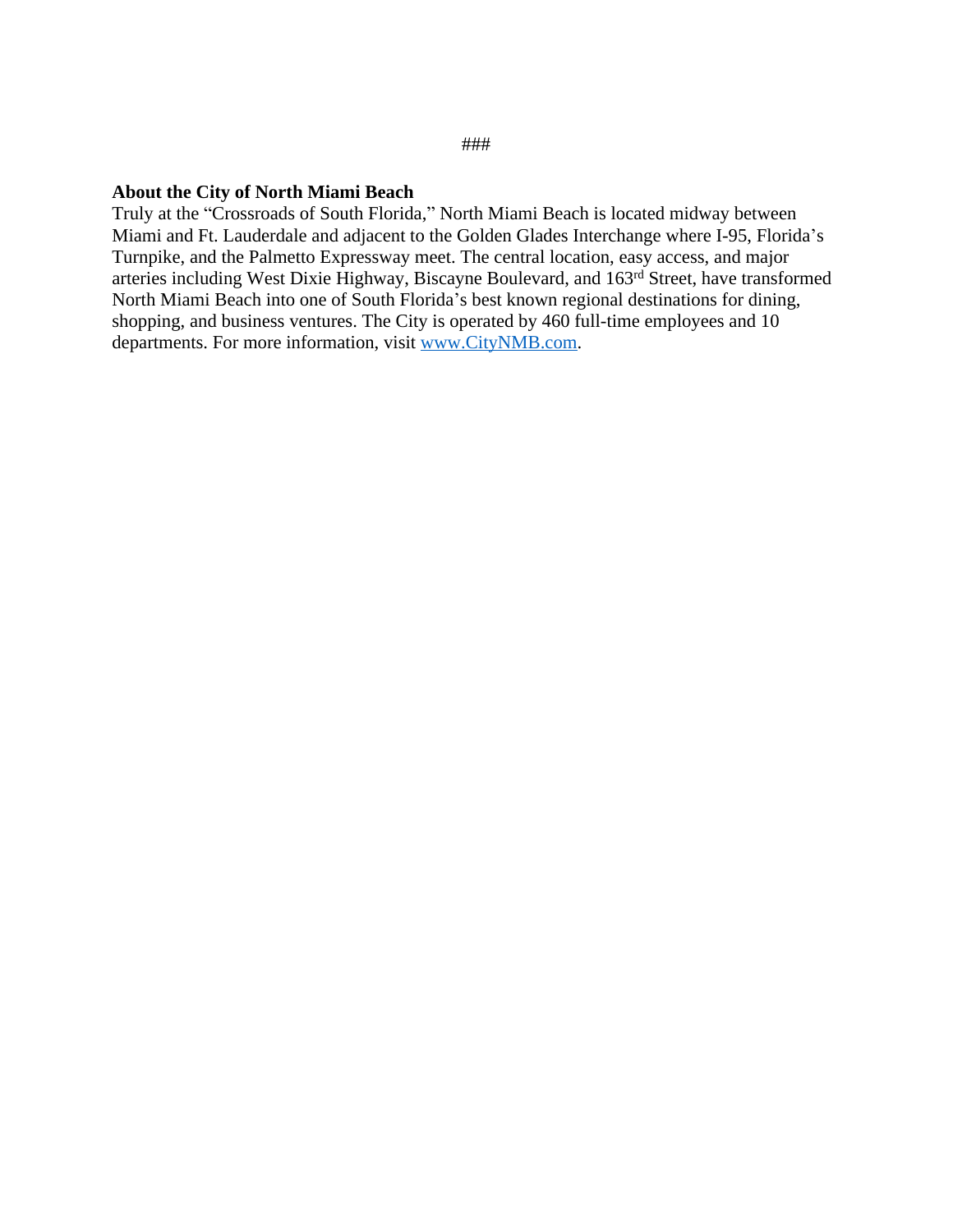###

**About the City of North Miami Beach**

Truly at the "Crossroads of South Florida," North Miami Beach is located midway between Miami and Ft. Lauderdale and adjacent to the Golden Glades Interchange where I-95, Florida's Turnpike, and the Palmetto Expressway meet. The central location, easy access, and major arteries including West Dixie Highway, Biscayne Boulevard, and 163rd Street, have transformed North Miami Beach into one of South Florida's best known regional destinations for dining, shopping, and business ventures. The City is operated by 460 full-time employees and 10 departments. For more information, visit [www.CityNMB.com](http://www.CityNMB.com).